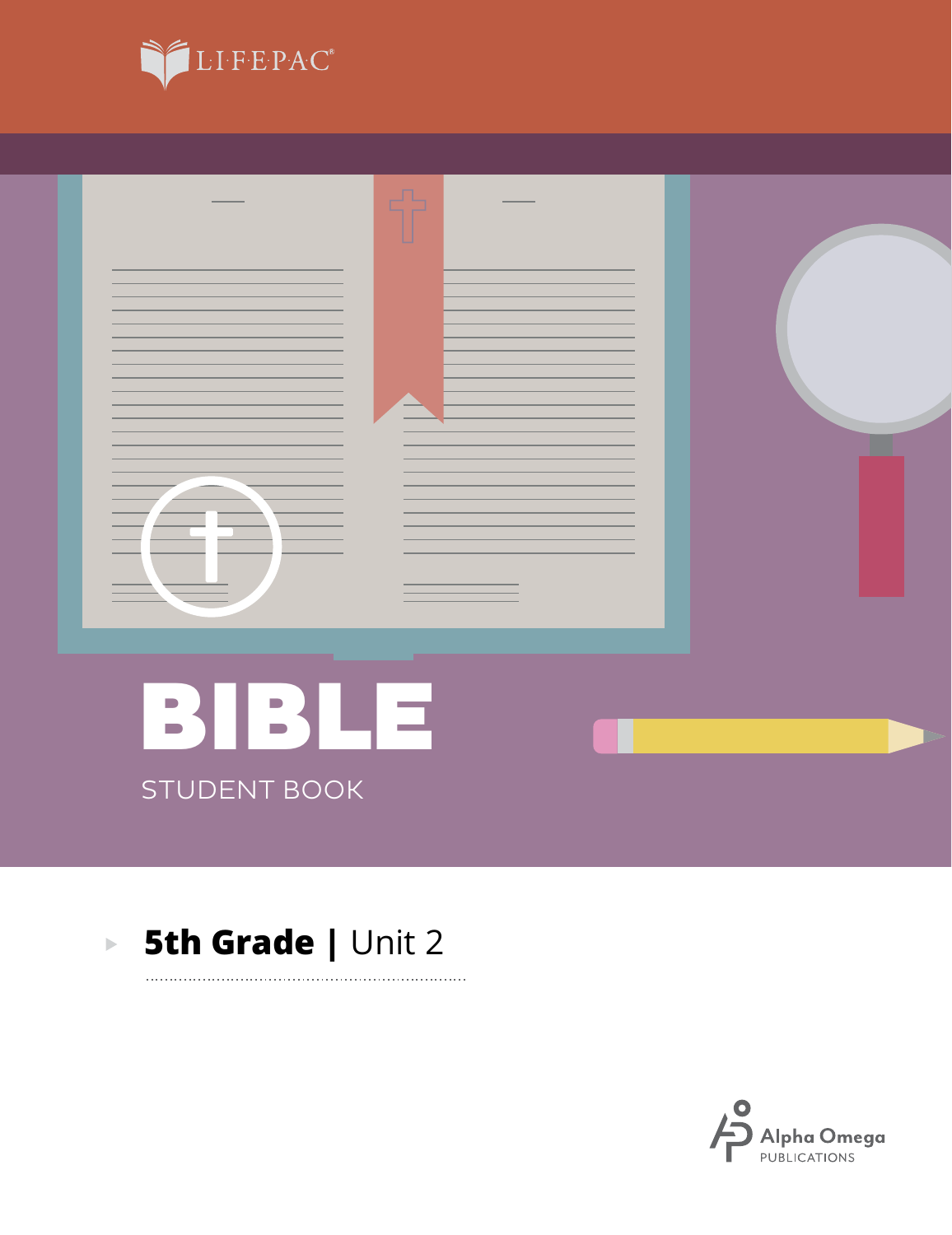LIFEPAC®

# BIBLE

STUDENT BOOK

**5th Grade | Unit 2**

Alpha Omega PUBLICATIONS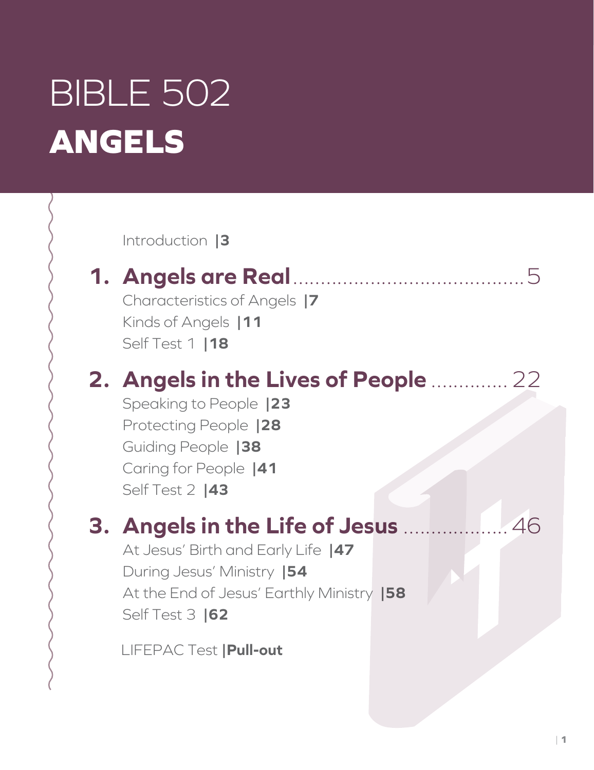# BIBLE 502
# ANGELS

Introduction |3

## 1. Angels are Real ........................................ 5

Characteristics of Angels |7

Kinds of Angels |11

Self Test 1 |18

## 2. Angels in the Lives of People ............. 22

Speaking to People |23

Protecting People |28

Guiding People |38

Caring for People |41

Self Test 2 |43

## 3. Angels in the Life of Jesus .................. 46

At Jesus' Birth and Early Life |47

During Jesus' Ministry |54

At the End of Jesus' Earthly Ministry |58

Self Test 3 |62

LIFEPAC Test |**Pull-out**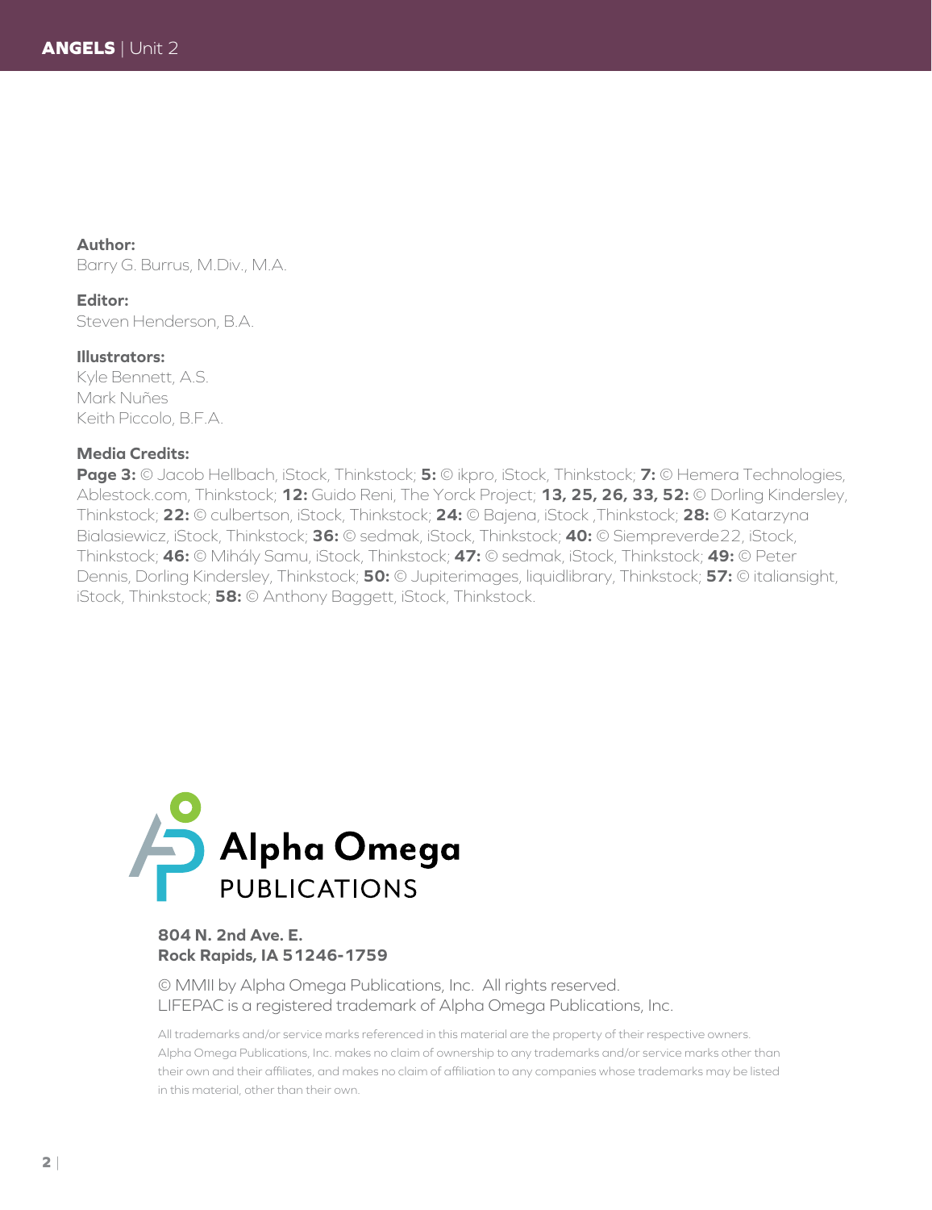**Author:**
Barry G. Burrus, M.Div., M.A.

**Editor:**
Steven Henderson, B.A.

**Illustrators:**
Kyle Bennett, A.S.
Mark Nuñes
Keith Piccolo, B.F.A.

**Media Credits:**
**Page 3:** © Jacob Hellbach, iStock, Thinkstock; **5:** © ikpro, iStock, Thinkstock; **7:** © Hemera Technologies, Ablestock.com, Thinkstock; **12:** Guido Reni, The Yorck Project; **13, 25, 26, 33, 52:** © Dorling Kindersley, Thinkstock; **22:** © culbertson, iStock, Thinkstock; **24:** © Bajena, iStock ,Thinkstock; **28:** © Katarzyna Bialasiewicz, iStock, Thinkstock; **36:** © sedmak, iStock, Thinkstock; **40:** © Siempreverde22, iStock, Thinkstock; **46:** © Mihály Samu, iStock, Thinkstock; **47:** © sedmak, iStock, Thinkstock; **49:** © Peter Dennis, Dorling Kindersley, Thinkstock; **50:** © Jupiterimages, liquidlibrary, Thinkstock; **57:** © italiansight, iStock, Thinkstock; **58:** © Anthony Baggett, iStock, Thinkstock.

Alpha Omega
PUBLICATIONS

**804 N. 2nd Ave. E.**
**Rock Rapids, IA 51246-1759**

© MMII by Alpha Omega Publications, Inc. All rights reserved.
LIFEPAC is a registered trademark of Alpha Omega Publications, Inc.

All trademarks and/or service marks referenced in this material are the property of their respective owners. Alpha Omega Publications, Inc. makes no claim of ownership to any trademarks and/or service marks other than their own and their affiliates, and makes no claim of affiliation to any companies whose trademarks may be listed in this material, other than their own.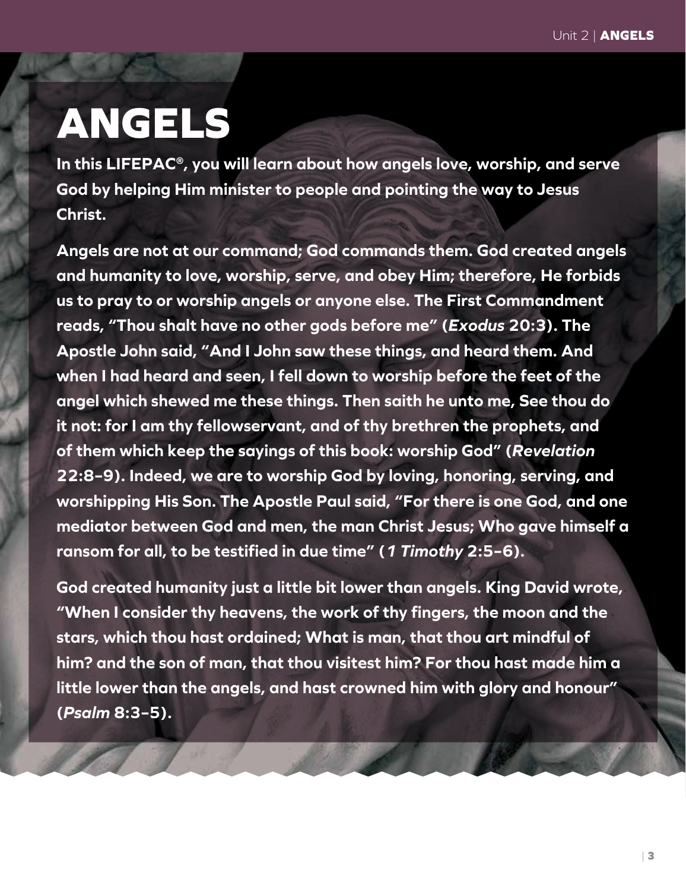# ANGELS

**In this LIFEPAC®, you will learn about how angels love, worship, and serve God by helping Him minister to people and pointing the way to Jesus Christ.**

**Angels are not at our command; God commands them. God created angels and humanity to love, worship, serve, and obey Him; therefore, He forbids us to pray to or worship angels or anyone else. The First Commandment reads, "Thou shalt have no other gods before me" (*Exodus* 20:3). The Apostle John said, "And I John saw these things, and heard them. And when I had heard and seen, I fell down to worship before the feet of the angel which shewed me these things. Then saith he unto me, See thou do it not: for I am thy fellowservant, and of thy brethren the prophets, and of them which keep the sayings of this book: worship God" (*Revelation* 22:8–9). Indeed, we are to worship God by loving, honoring, serving, and worshipping His Son. The Apostle Paul said, "For there is one God, and one mediator between God and men, the man Christ Jesus; Who gave himself a ransom for all, to be testified in due time" (*1 Timothy* 2:5–6).**

**God created humanity just a little bit lower than angels. King David wrote, "When I consider thy heavens, the work of thy fingers, the moon and the stars, which thou hast ordained; What is man, that thou art mindful of him? and the son of man, that thou visitest him? For thou hast made him a little lower than the angels, and hast crowned him with glory and honour" (*Psalm* 8:3–5).**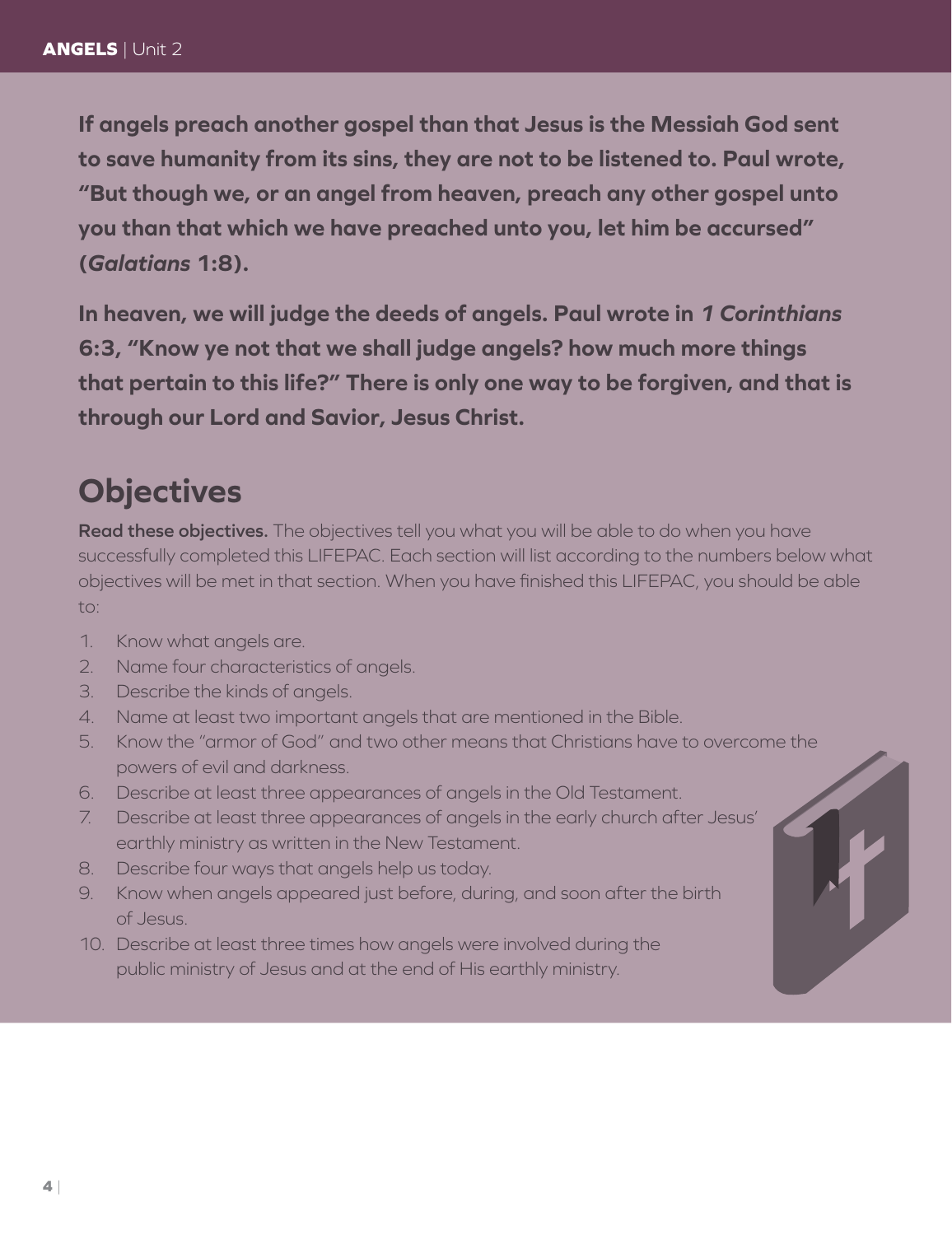**If angels preach another gospel than that Jesus is the Messiah God sent to save humanity from its sins, they are not to be listened to. Paul wrote, "But though we, or an angel from heaven, preach any other gospel unto you than that which we have preached unto you, let him be accursed" (*Galatians* 1:8).**

**In heaven, we will judge the deeds of angels. Paul wrote in *1 Corinthians* 6:3, "Know ye not that we shall judge angels? how much more things that pertain to this life?" There is only one way to be forgiven, and that is through our Lord and Savior, Jesus Christ.**

## Objectives

**Read these objectives.** The objectives tell you what you will be able to do when you have successfully completed this LIFEPAC. Each section will list according to the numbers below what objectives will be met in that section. When you have finished this LIFEPAC, you should be able to:

1. Know what angels are.
2. Name four characteristics of angels.
3. Describe the kinds of angels.
4. Name at least two important angels that are mentioned in the Bible.
5. Know the "armor of God" and two other means that Christians have to overcome the powers of evil and darkness.
6. Describe at least three appearances of angels in the Old Testament.
7. Describe at least three appearances of angels in the early church after Jesus' earthly ministry as written in the New Testament.
8. Describe four ways that angels help us today.
9. Know when angels appeared just before, during, and soon after the birth of Jesus.
10. Describe at least three times how angels were involved during the public ministry of Jesus and at the end of His earthly ministry.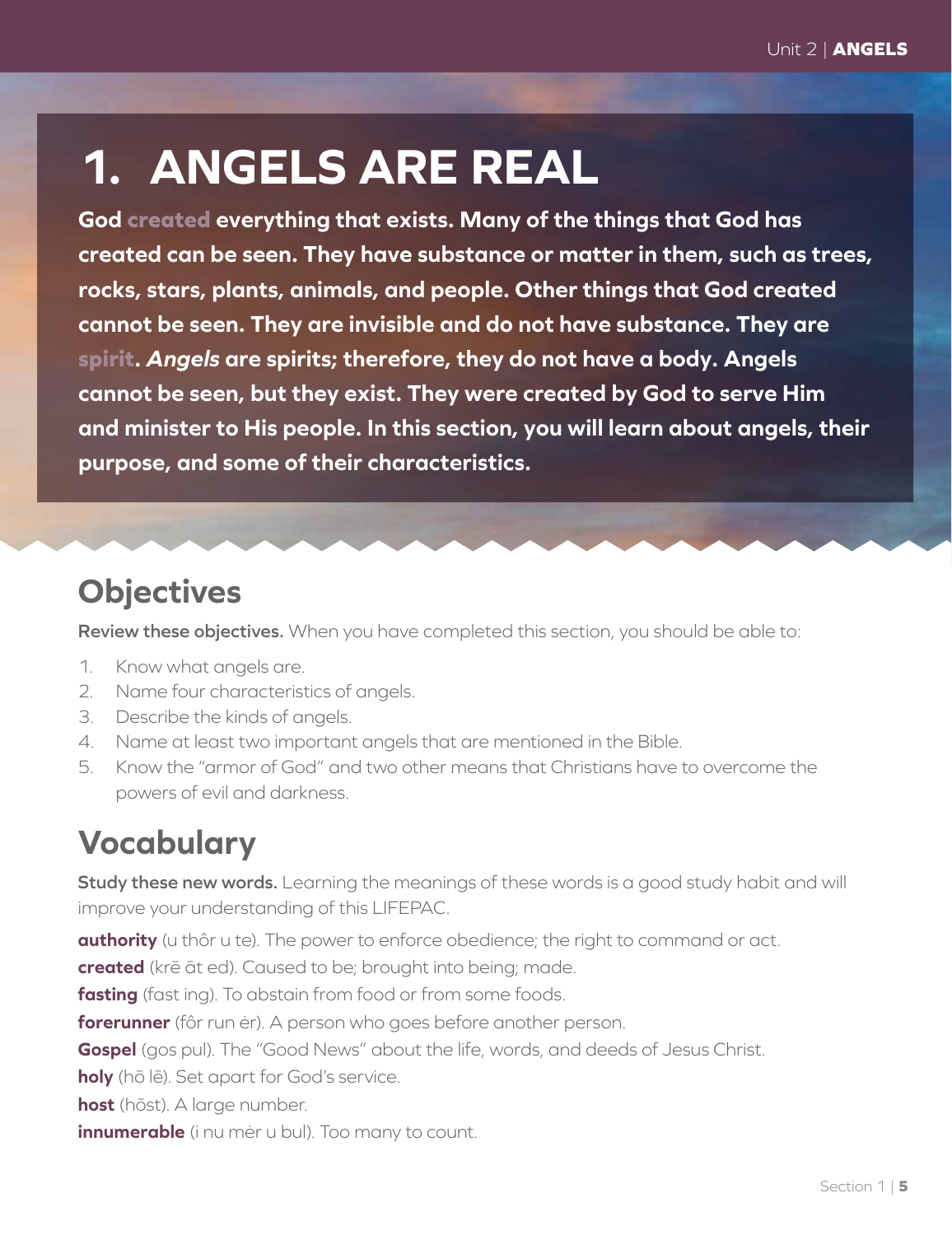# 1. ANGELS ARE REAL

**God created everything that exists. Many of the things that God has created can be seen. They have substance or matter in them, such as trees, rocks, stars, plants, animals, and people. Other things that God created cannot be seen. They are invisible and do not have substance. They are spirit. *Angels* are spirits; therefore, they do not have a body. Angels cannot be seen, but they exist. They were created by God to serve Him and minister to His people. In this section, you will learn about angels, their purpose, and some of their characteristics.**

## Objectives

**Review these objectives.** When you have completed this section, you should be able to:

1. Know what angels are.
2. Name four characteristics of angels.
3. Describe the kinds of angels.
4. Name at least two important angels that are mentioned in the Bible.
5. Know the "armor of God" and two other means that Christians have to overcome the powers of evil and darkness.

## Vocabulary

**Study these new words.** Learning the meanings of these words is a good study habit and will improve your understanding of this LIFEPAC.

**authority** (u thôr u te). The power to enforce obedience; the right to command or act.

**created** (krē āt ed). Caused to be; brought into being; made.

**fasting** (fast ing). To abstain from food or from some foods.

**forerunner** (fôr run ėr). A person who goes before another person.

**Gospel** (gos pul). The "Good News" about the life, words, and deeds of Jesus Christ.

**holy** (hō lē). Set apart for God's service.

**host** (hōst). A large number.

**innumerable** (i nu mėr u bul). Too many to count.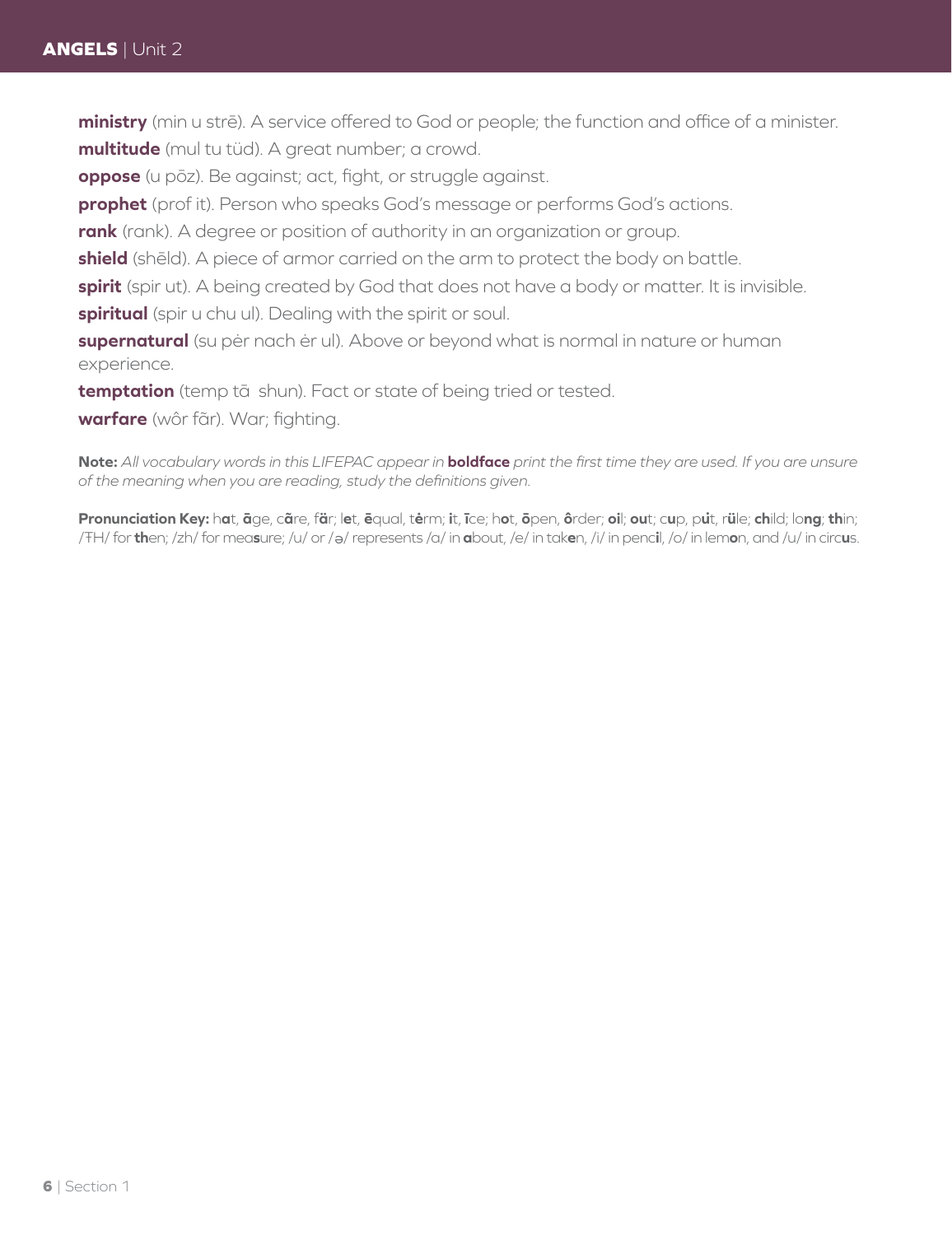**ministry** (min u strē). A service offered to God or people; the function and office of a minister.

**multitude** (mul tu tüd). A great number; a crowd.

**oppose** (u pōz). Be against; act, fight, or struggle against.

**prophet** (prof it). Person who speaks God's message or performs God's actions.

**rank** (rank). A degree or position of authority in an organization or group.

**shield** (shēld). A piece of armor carried on the arm to protect the body on battle.

**spirit** (spir ut). A being created by God that does not have a body or matter. It is invisible.

**spiritual** (spir u chu ul). Dealing with the spirit or soul.

**supernatural** (su pėr nach ėr ul). Above or beyond what is normal in nature or human experience.

**temptation** (temp tā shun). Fact or state of being tried or tested.

**warfare** (wôr fãr). War; fighting.

**Note:** *All vocabulary words in this LIFEPAC appear in* **boldface** *print the first time they are used. If you are unsure of the meaning when you are reading, study the definitions given.*

**Pronunciation Key:** h**a**t, **ā**ge, c**ã**re, f**ä**r; l**e**t, **ē**qual, t**ė**rm; **i**t, **ī**ce; h**o**t, **ō**pen, **ô**rder; **oi**l; **ou**t; c**u**p, p**u̇**t, r**ü**le; **ch**ild; lo**ng**; **th**in; /ŦH/ for **th**en; /zh/ for mea**s**ure; /u/ or /ə/ represents /a/ in **a**bout, /e/ in tak**e**n, /i/ in penc**i**l, /o/ in lem**o**n, and /u/ in circ**u**s.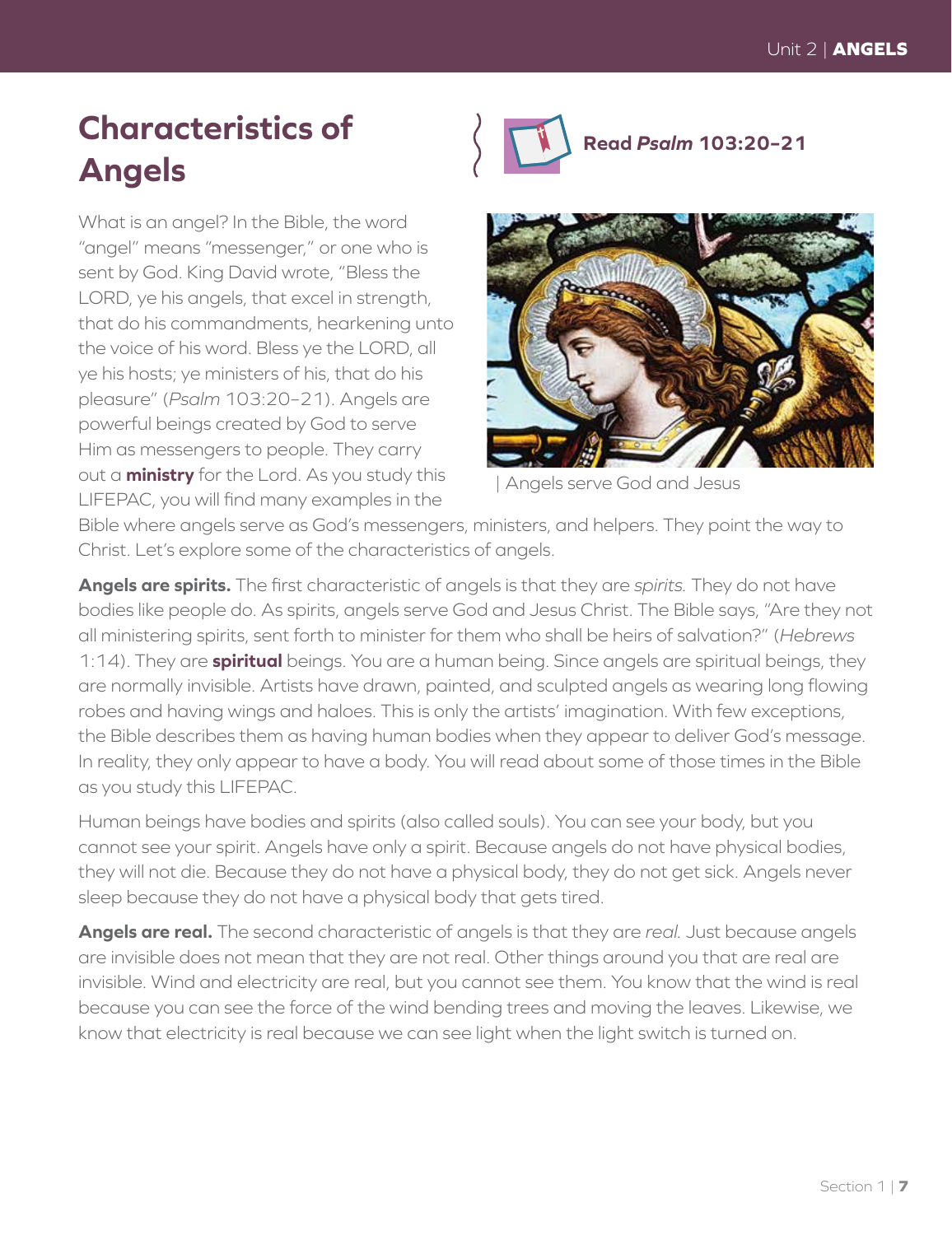# Characteristics of Angels

**Read *Psalm* 103:20–21**

What is an angel? In the Bible, the word "angel" means "messenger," or one who is sent by God. King David wrote, "Bless the LORD, ye his angels, that excel in strength, that do his commandments, hearkening unto the voice of his word. Bless ye the LORD, all ye his hosts; ye ministers of his, that do his pleasure" (*Psalm* 103:20–21). Angels are powerful beings created by God to serve Him as messengers to people. They carry out a **ministry** for the Lord. As you study this LIFEPAC, you will find many examples in the Bible where angels serve as God's messengers, ministers, and helpers. They point the way to Christ. Let's explore some of the characteristics of angels.

| Angels serve God and Jesus

**Angels are spirits.** The first characteristic of angels is that they are *spirits.* They do not have bodies like people do. As spirits, angels serve God and Jesus Christ. The Bible says, "Are they not all ministering spirits, sent forth to minister for them who shall be heirs of salvation?" (*Hebrews* 1:14). They are **spiritual** beings. You are a human being. Since angels are spiritual beings, they are normally invisible. Artists have drawn, painted, and sculpted angels as wearing long flowing robes and having wings and haloes. This is only the artists' imagination. With few exceptions, the Bible describes them as having human bodies when they appear to deliver God's message. In reality, they only appear to have a body. You will read about some of those times in the Bible as you study this LIFEPAC.

Human beings have bodies and spirits (also called souls). You can see your body, but you cannot see your spirit. Angels have only a spirit. Because angels do not have physical bodies, they will not die. Because they do not have a physical body, they do not get sick. Angels never sleep because they do not have a physical body that gets tired.

**Angels are real.** The second characteristic of angels is that they are *real.* Just because angels are invisible does not mean that they are not real. Other things around you that are real are invisible. Wind and electricity are real, but you cannot see them. You know that the wind is real because you can see the force of the wind bending trees and moving the leaves. Likewise, we know that electricity is real because we can see light when the light switch is turned on.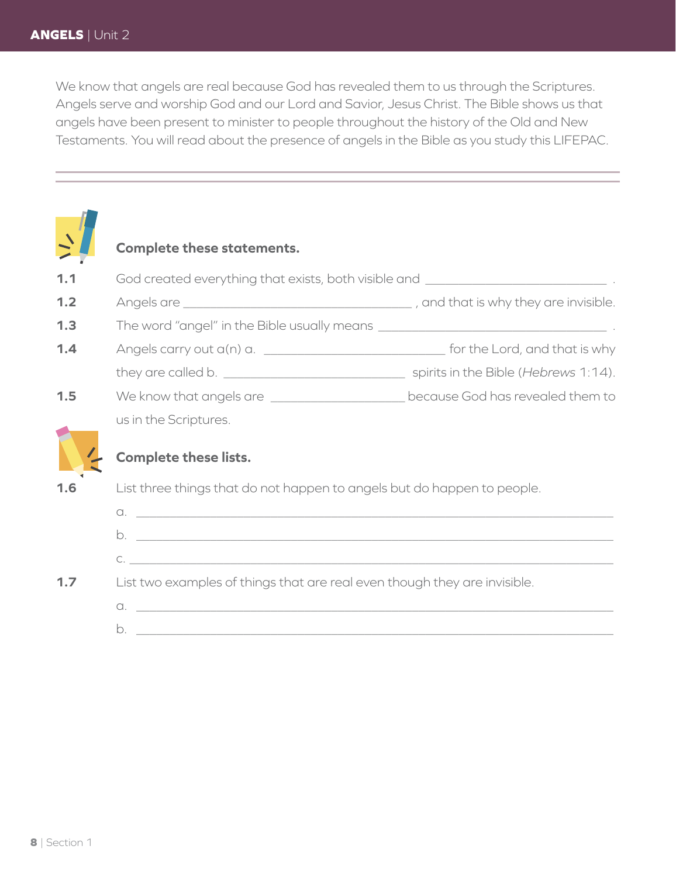We know that angels are real because God has revealed them to us through the Scriptures. Angels serve and worship God and our Lord and Savior, Jesus Christ. The Bible shows us that angels have been present to minister to people throughout the history of the Old and New Testaments. You will read about the presence of angels in the Bible as you study this LIFEPAC.

---

**Complete these statements.**

**1.1** God created everything that exists, both visible and \_\_\_\_\_\_\_\_\_\_\_\_\_\_\_\_\_\_\_\_\_\_\_\_\_\_\_\_ .

**1.2** Angels are \_\_\_\_\_\_\_\_\_\_\_\_\_\_\_\_\_\_\_\_\_\_\_\_\_\_\_\_\_\_\_\_\_\_\_\_ , and that is why they are invisible.

**1.3** The word "angel" in the Bible usually means \_\_\_\_\_\_\_\_\_\_\_\_\_\_\_\_\_\_\_\_\_\_\_\_\_\_\_\_\_\_\_\_\_\_\_\_ .

**1.4** Angels carry out a(n) a. \_\_\_\_\_\_\_\_\_\_\_\_\_\_\_\_\_\_\_\_\_\_\_\_\_\_\_\_ for the Lord, and that is why they are called b. \_\_\_\_\_\_\_\_\_\_\_\_\_\_\_\_\_\_\_\_\_\_\_\_\_\_\_\_ spirits in the Bible (*Hebrews* 1:14).

**1.5** We know that angels are \_\_\_\_\_\_\_\_\_\_\_\_\_\_\_\_\_\_\_\_\_ because God has revealed them to us in the Scriptures.

**Complete these lists.**

**1.6** List three things that do not happen to angels but do happen to people.

a. \_\_\_\_\_\_\_\_\_\_\_\_\_\_\_\_\_\_\_\_\_\_\_\_\_\_\_\_\_\_\_\_\_\_\_\_\_\_\_\_\_\_\_\_\_\_\_\_\_\_\_\_\_\_\_\_\_\_\_\_\_\_\_\_\_\_\_\_\_\_\_\_

b. \_\_\_\_\_\_\_\_\_\_\_\_\_\_\_\_\_\_\_\_\_\_\_\_\_\_\_\_\_\_\_\_\_\_\_\_\_\_\_\_\_\_\_\_\_\_\_\_\_\_\_\_\_\_\_\_\_\_\_\_\_\_\_\_\_\_\_\_\_\_\_\_

c. \_\_\_\_\_\_\_\_\_\_\_\_\_\_\_\_\_\_\_\_\_\_\_\_\_\_\_\_\_\_\_\_\_\_\_\_\_\_\_\_\_\_\_\_\_\_\_\_\_\_\_\_\_\_\_\_\_\_\_\_\_\_\_\_\_\_\_\_\_\_\_\_

**1.7** List two examples of things that are real even though they are invisible.

a. \_\_\_\_\_\_\_\_\_\_\_\_\_\_\_\_\_\_\_\_\_\_\_\_\_\_\_\_\_\_\_\_\_\_\_\_\_\_\_\_\_\_\_\_\_\_\_\_\_\_\_\_\_\_\_\_\_\_\_\_\_\_\_\_\_\_\_\_\_\_\_\_

b. \_\_\_\_\_\_\_\_\_\_\_\_\_\_\_\_\_\_\_\_\_\_\_\_\_\_\_\_\_\_\_\_\_\_\_\_\_\_\_\_\_\_\_\_\_\_\_\_\_\_\_\_\_\_\_\_\_\_\_\_\_\_\_\_\_\_\_\_\_\_\_\_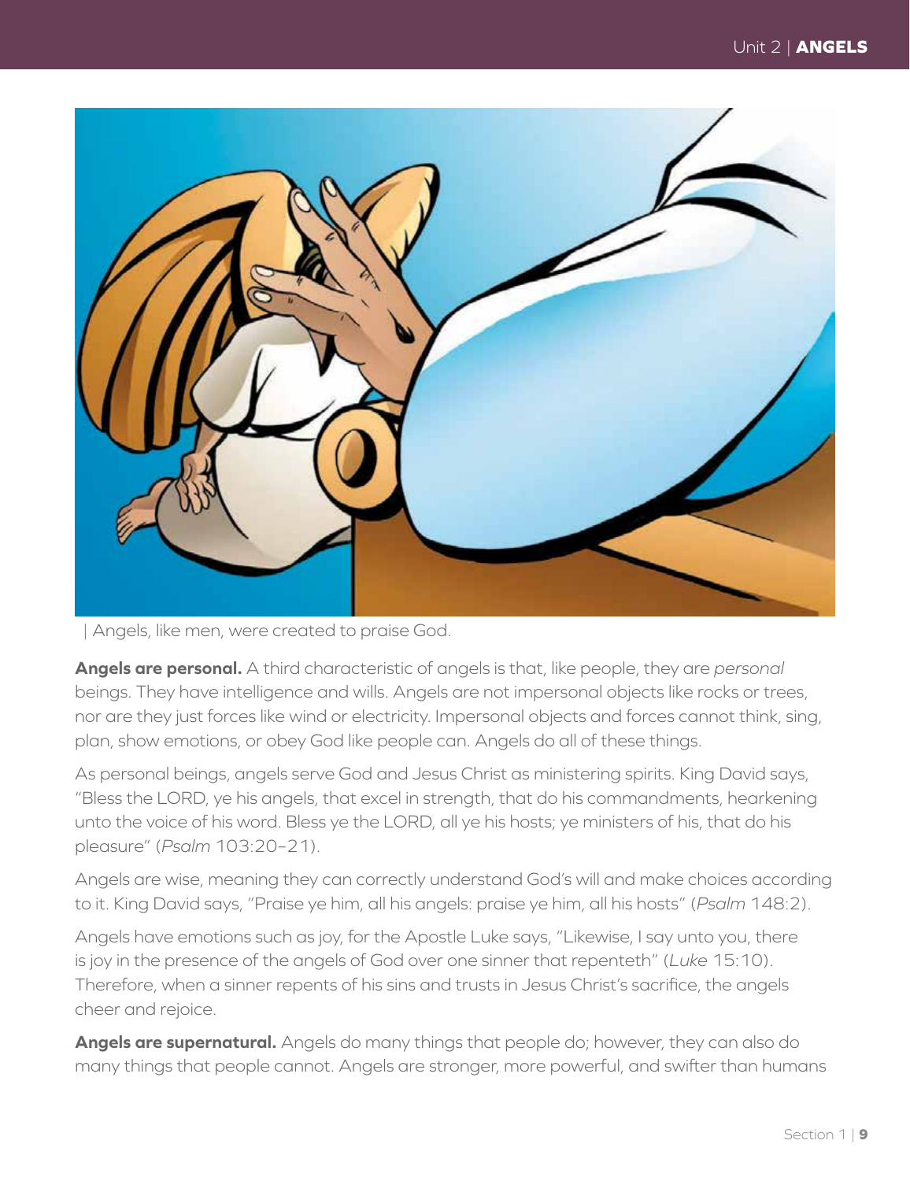| Angels, like men, were created to praise God.

**Angels are personal.** A third characteristic of angels is that, like people, they are *personal* beings. They have intelligence and wills. Angels are not impersonal objects like rocks or trees, nor are they just forces like wind or electricity. Impersonal objects and forces cannot think, sing, plan, show emotions, or obey God like people can. Angels do all of these things.

As personal beings, angels serve God and Jesus Christ as ministering spirits. King David says, "Bless the LORD, ye his angels, that excel in strength, that do his commandments, hearkening unto the voice of his word. Bless ye the LORD, all ye his hosts; ye ministers of his, that do his pleasure" (*Psalm* 103:20–21).

Angels are wise, meaning they can correctly understand God's will and make choices according to it. King David says, "Praise ye him, all his angels: praise ye him, all his hosts" (*Psalm* 148:2).

Angels have emotions such as joy, for the Apostle Luke says, "Likewise, I say unto you, there is joy in the presence of the angels of God over one sinner that repenteth" (*Luke* 15:10). Therefore, when a sinner repents of his sins and trusts in Jesus Christ's sacrifice, the angels cheer and rejoice.

**Angels are supernatural.** Angels do many things that people do; however, they can also do many things that people cannot. Angels are stronger, more powerful, and swifter than humans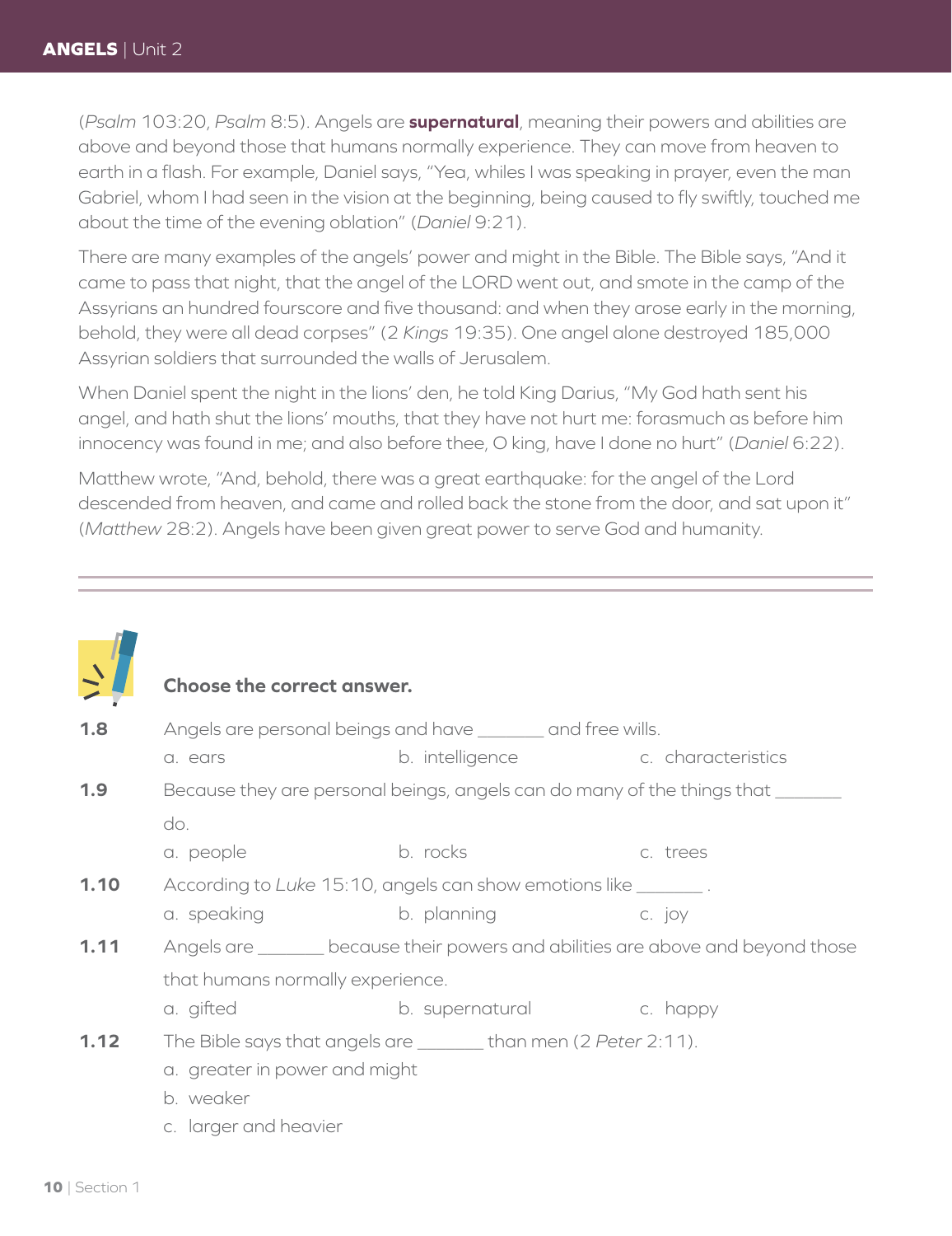(*Psalm* 103:20, *Psalm* 8:5). Angels are **supernatural**, meaning their powers and abilities are above and beyond those that humans normally experience. They can move from heaven to earth in a flash. For example, Daniel says, "Yea, whiles I was speaking in prayer, even the man Gabriel, whom I had seen in the vision at the beginning, being caused to fly swiftly, touched me about the time of the evening oblation" (*Daniel* 9:21).

There are many examples of the angels' power and might in the Bible. The Bible says, "And it came to pass that night, that the angel of the LORD went out, and smote in the camp of the Assyrians an hundred fourscore and five thousand: and when they arose early in the morning, behold, they were all dead corpses" (2 *Kings* 19:35). One angel alone destroyed 185,000 Assyrian soldiers that surrounded the walls of Jerusalem.

When Daniel spent the night in the lions' den, he told King Darius, "My God hath sent his angel, and hath shut the lions' mouths, that they have not hurt me: forasmuch as before him innocency was found in me; and also before thee, O king, have I done no hurt" (*Daniel* 6:22).

Matthew wrote, "And, behold, there was a great earthquake: for the angel of the Lord descended from heaven, and came and rolled back the stone from the door, and sat upon it" (*Matthew* 28:2). Angels have been given great power to serve God and humanity.

---

**Choose the correct answer.**

**1.8** Angels are personal beings and have _______ and free wills.

a. ears b. intelligence c. characteristics

**1.9** Because they are personal beings, angels can do many of the things that _______ do.

a. people b. rocks c. trees

**1.10** According to *Luke* 15:10, angels can show emotions like _______ .

a. speaking b. planning c. joy

**1.11** Angels are _______ because their powers and abilities are above and beyond those that humans normally experience.

a. gifted b. supernatural c. happy

**1.12** The Bible says that angels are _______ than men (2 *Peter* 2:11).

a. greater in power and might

b. weaker

c. larger and heavier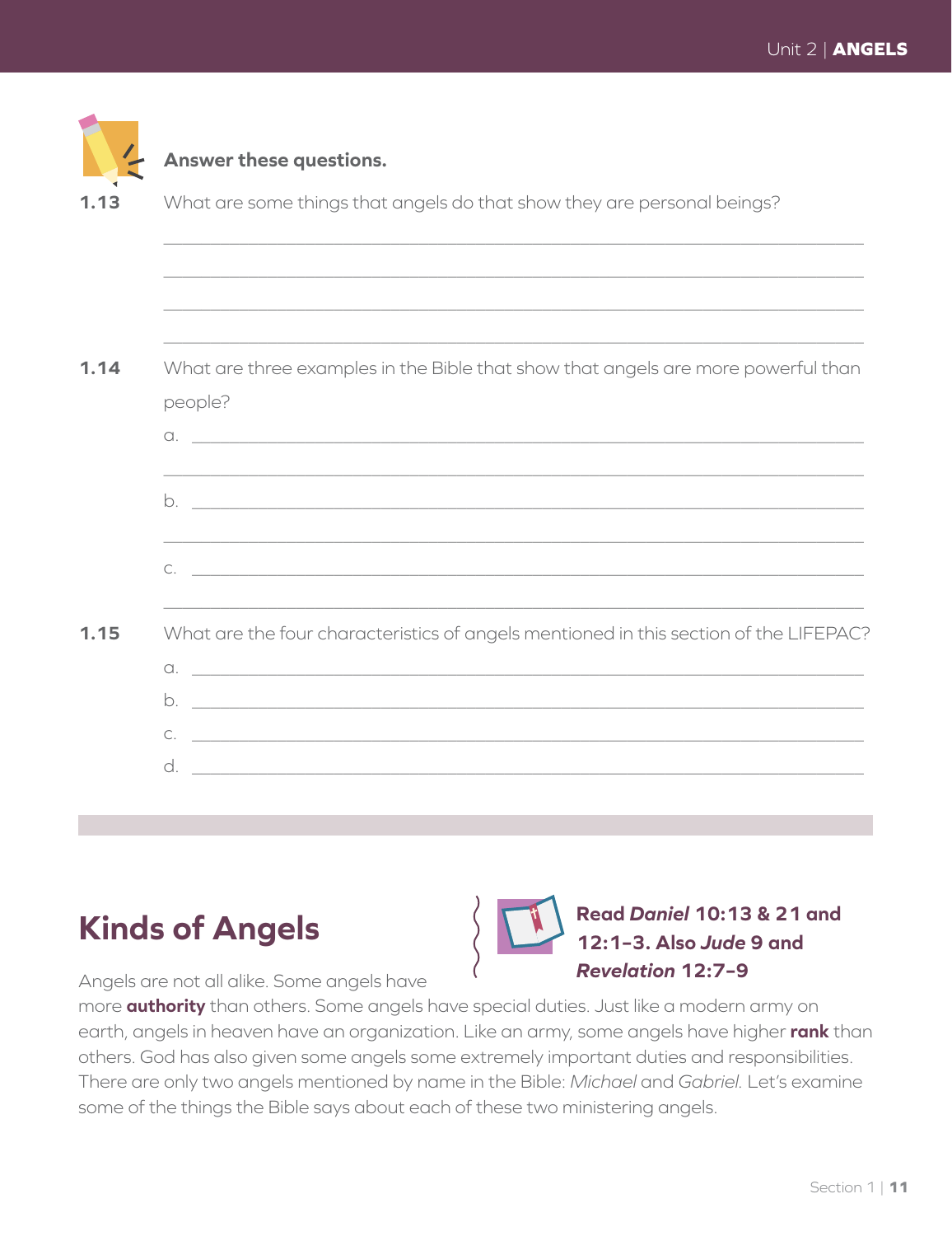**Answer these questions.**

**1.13** What are some things that angels do that show they are personal beings?

_______________________________________________________________________________

_______________________________________________________________________________

_______________________________________________________________________________

_______________________________________________________________________________

**1.14** What are three examples in the Bible that show that angels are more powerful than people?

a. _____________________________________________________________________________

_______________________________________________________________________________

b. _____________________________________________________________________________

_______________________________________________________________________________

c. _____________________________________________________________________________

_______________________________________________________________________________

**1.15** What are the four characteristics of angels mentioned in this section of the LIFEPAC?

a. _____________________________________________________________________________

b. _____________________________________________________________________________

c. _____________________________________________________________________________

d. _____________________________________________________________________________

## Kinds of Angels

**Read *Daniel* 10:13 & 21 and 12:1–3. Also *Jude* 9 and *Revelation* 12:7–9**

Angels are not all alike. Some angels have more **authority** than others. Some angels have special duties. Just like a modern army on earth, angels in heaven have an organization. Like an army, some angels have higher **rank** than others. God has also given some angels some extremely important duties and responsibilities. There are only two angels mentioned by name in the Bible: *Michael* and *Gabriel.* Let's examine some of the things the Bible says about each of these two ministering angels.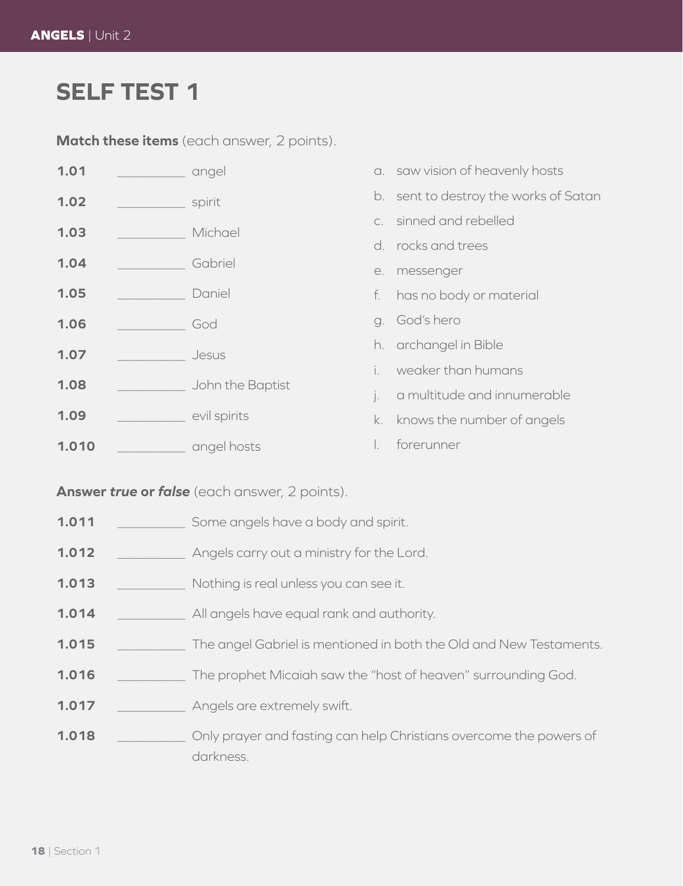## SELF TEST 1

**Match these items** (each answer, 2 points).

1.01 __________ angel
1.02 __________ spirit
1.03 __________ Michael
1.04 __________ Gabriel
1.05 __________ Daniel
1.06 __________ God
1.07 __________ Jesus
1.08 __________ John the Baptist
1.09 __________ evil spirits
1.010 __________ angel hosts

a. saw vision of heavenly hosts
b. sent to destroy the works of Satan
c. sinned and rebelled
d. rocks and trees
e. messenger
f. has no body or material
g. God's hero
h. archangel in Bible
i. weaker than humans
j. a multitude and innumerable
k. knows the number of angels
l. forerunner

**Answer *true* or *false*** (each answer, 2 points).

1.011 __________ Some angels have a body and spirit.
1.012 __________ Angels carry out a ministry for the Lord.
1.013 __________ Nothing is real unless you can see it.
1.014 __________ All angels have equal rank and authority.
1.015 __________ The angel Gabriel is mentioned in both the Old and New Testaments.
1.016 __________ The prophet Micaiah saw the "host of heaven" surrounding God.
1.017 __________ Angels are extremely swift.
1.018 __________ Only prayer and fasting can help Christians overcome the powers of darkness.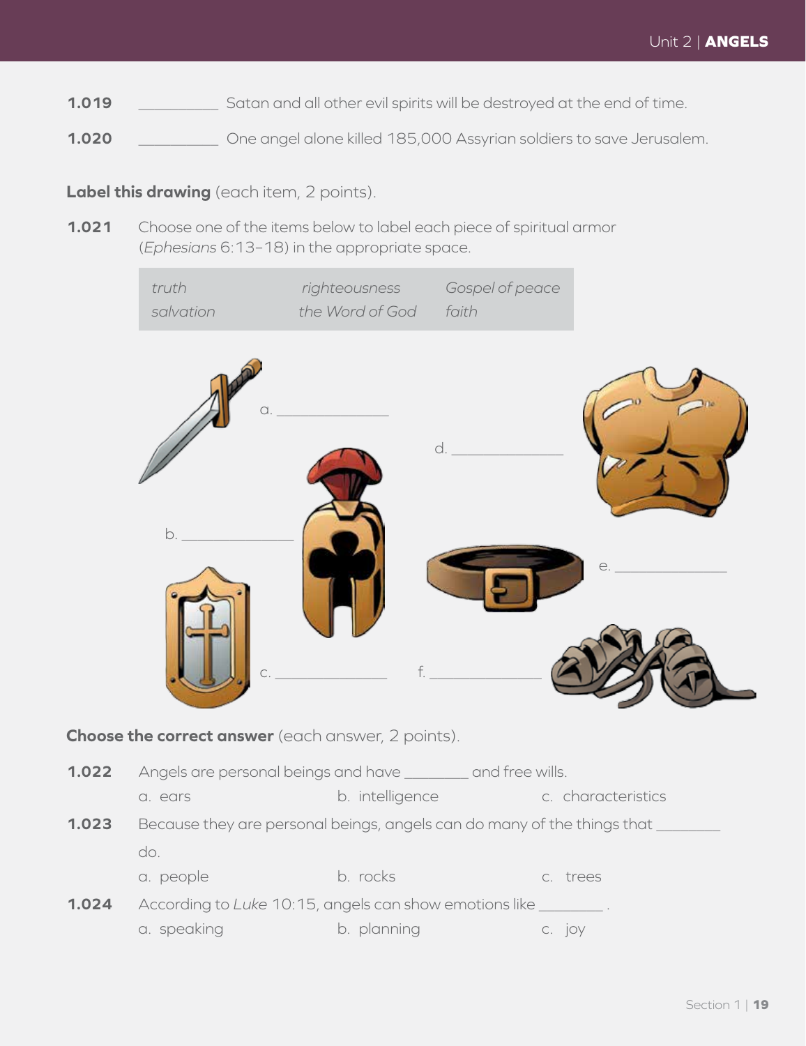**1.019** __________ Satan and all other evil spirits will be destroyed at the end of time.

**1.020** __________ One angel alone killed 185,000 Assyrian soldiers to save Jerusalem.

**Label this drawing** (each item, 2 points).

**1.021** Choose one of the items below to label each piece of spiritual armor (*Ephesians* 6:13–18) in the appropriate space.

| *truth* | *righteousness* | *Gospel of peace* |
|---|---|---|
| *salvation* | *the Word of God* | *faith* |

a. ______________

b. ______________

c. ______________

d. ______________

e. ______________

f. ______________

**Choose the correct answer** (each answer, 2 points).

**1.022** Angels are personal beings and have ________ and free wills.

a. ears b. intelligence c. characteristics

**1.023** Because they are personal beings, angels can do many of the things that ________ do.

a. people b. rocks c. trees

**1.024** According to *Luke* 10:15, angels can show emotions like ________ .

a. speaking b. planning c. joy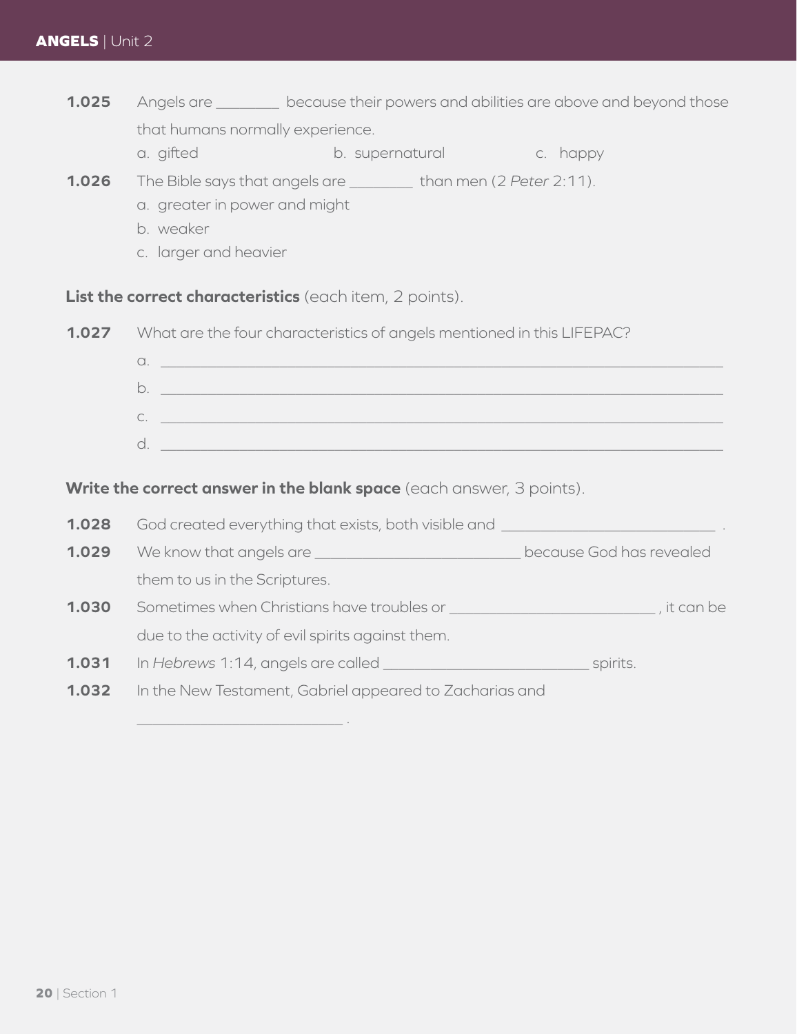**1.025** Angels are ________ because their powers and abilities are above and beyond those that humans normally experience.

a. gifted b. supernatural c. happy

**1.026** The Bible says that angels are ________ than men (*2 Peter* 2:11).

a. greater in power and might
b. weaker
c. larger and heavier

**List the correct characteristics** (each item, 2 points).

**1.027** What are the four characteristics of angels mentioned in this LIFEPAC?

a. ____________________________________________

b. ____________________________________________

c. ____________________________________________

d. ____________________________________________

**Write the correct answer in the blank space** (each answer, 3 points).

**1.028** God created everything that exists, both visible and ______________________ .

**1.029** We know that angels are ______________________ because God has revealed them to us in the Scriptures.

**1.030** Sometimes when Christians have troubles or ______________________ , it can be due to the activity of evil spirits against them.

**1.031** In *Hebrews* 1:14, angels are called ______________________ spirits.

**1.032** In the New Testament, Gabriel appeared to Zacharias and ______________________ .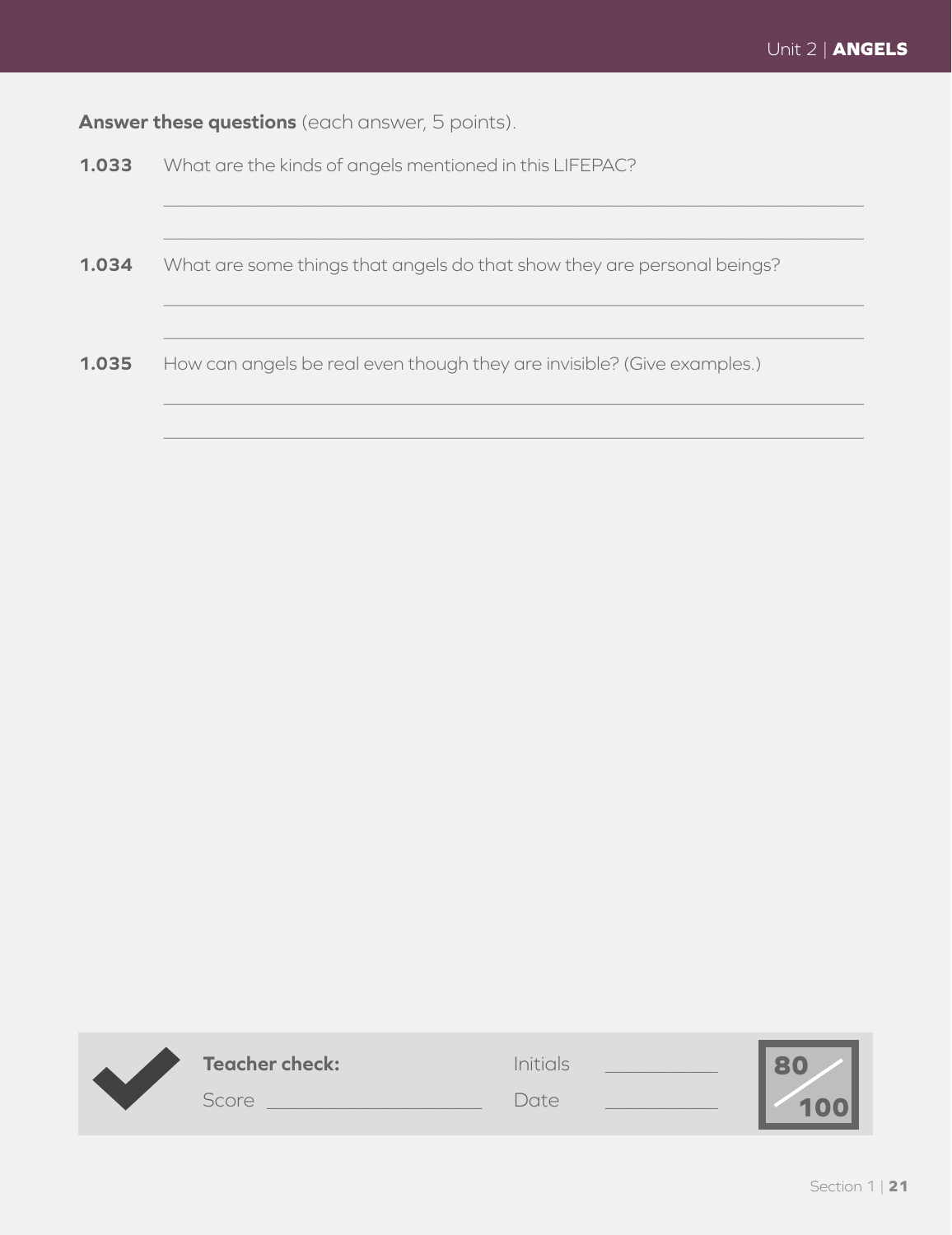**Answer these questions** (each answer, 5 points).

**1.033** What are the kinds of angels mentioned in this LIFEPAC?

______________________________________________________________________

______________________________________________________________________

**1.034** What are some things that angels do that show they are personal beings?

______________________________________________________________________

______________________________________________________________________

**1.035** How can angels be real even though they are invisible? (Give examples.)

______________________________________________________________________

______________________________________________________________________

**Teacher check:** Initials __________

Score ____________________ Date __________

80/100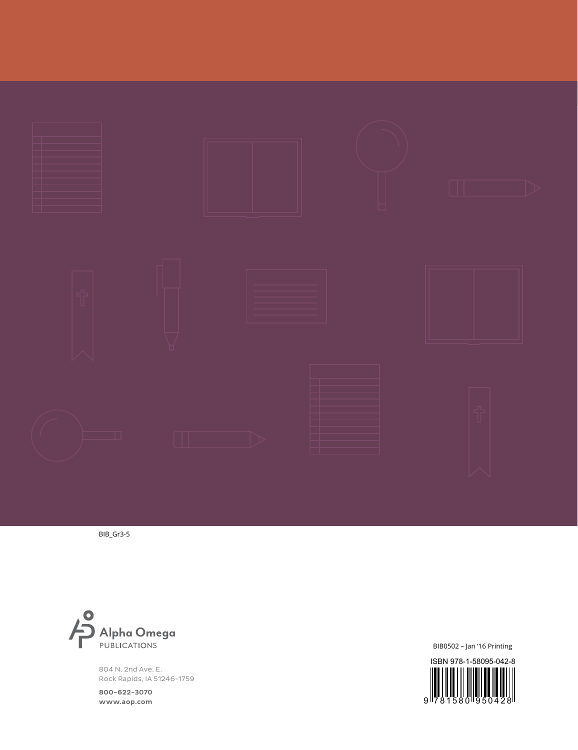BIB_Gr3-5

Alpha Omega
PUBLICATIONS

804 N. 2nd Ave. E.
Rock Rapids, IA 51246-1759

**800-622-3070**
**www.aop.com**

BIB0502 – Jan '16 Printing

ISBN 978-1-58095-042-8

9 781580 950428